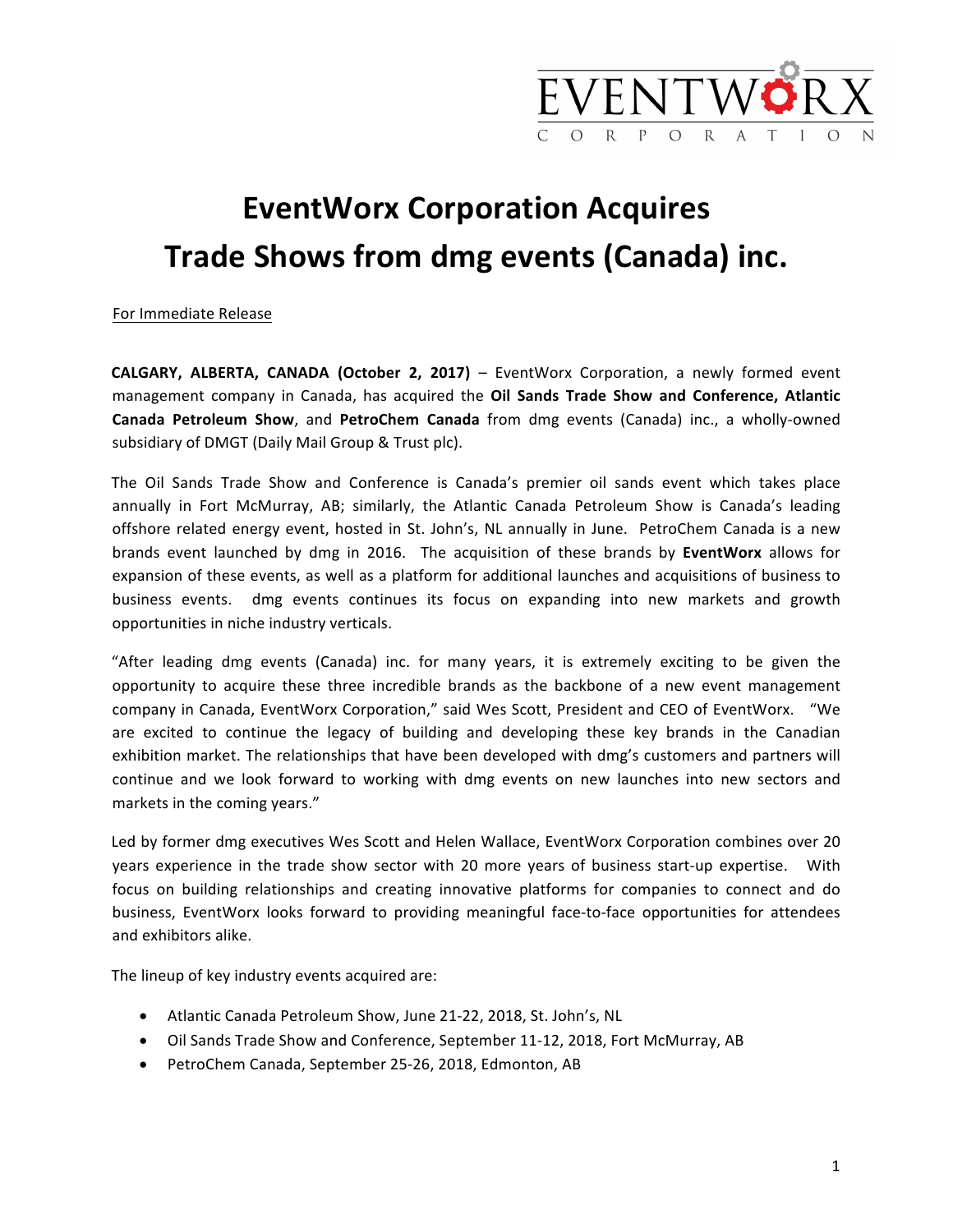EVENTWORX CORPORATION

# EventWorx Corporation Acquires Trade Shows from dmg events (Canada) inc.

For Immediate Release

**CALGARY, ALBERTA, CANADA (October 2, 2017)** – EventWorx Corporation, a newly formed event management company in Canada, has acquired the **Oil Sands Trade Show and Conference, Atlantic Canada Petroleum Show**, and **PetroChem Canada** from dmg events (Canada) inc., a wholly-owned subsidiary of DMGT (Daily Mail Group & Trust plc).

The Oil Sands Trade Show and Conference is Canada's premier oil sands event which takes place annually in Fort McMurray, AB; similarly, the Atlantic Canada Petroleum Show is Canada's leading offshore related energy event, hosted in St. John's, NL annually in June. PetroChem Canada is a new brands event launched by dmg in 2016. The acquisition of these brands by **EventWorx** allows for expansion of these events, as well as a platform for additional launches and acquisitions of business to business events. dmg events continues its focus on expanding into new markets and growth opportunities in niche industry verticals.

"After leading dmg events (Canada) inc. for many years, it is extremely exciting to be given the opportunity to acquire these three incredible brands as the backbone of a new event management company in Canada, EventWorx Corporation," said Wes Scott, President and CEO of EventWorx. "We are excited to continue the legacy of building and developing these key brands in the Canadian exhibition market. The relationships that have been developed with dmg's customers and partners will continue and we look forward to working with dmg events on new launches into new sectors and markets in the coming years."

Led by former dmg executives Wes Scott and Helen Wallace, EventWorx Corporation combines over 20 years experience in the trade show sector with 20 more years of business start-up expertise. With focus on building relationships and creating innovative platforms for companies to connect and do business, EventWorx looks forward to providing meaningful face-to-face opportunities for attendees and exhibitors alike.

The lineup of key industry events acquired are:

- Atlantic Canada Petroleum Show, June 21-22, 2018, St. John's, NL
- Oil Sands Trade Show and Conference, September 11-12, 2018, Fort McMurray, AB
- PetroChem Canada, September 25-26, 2018, Edmonton, AB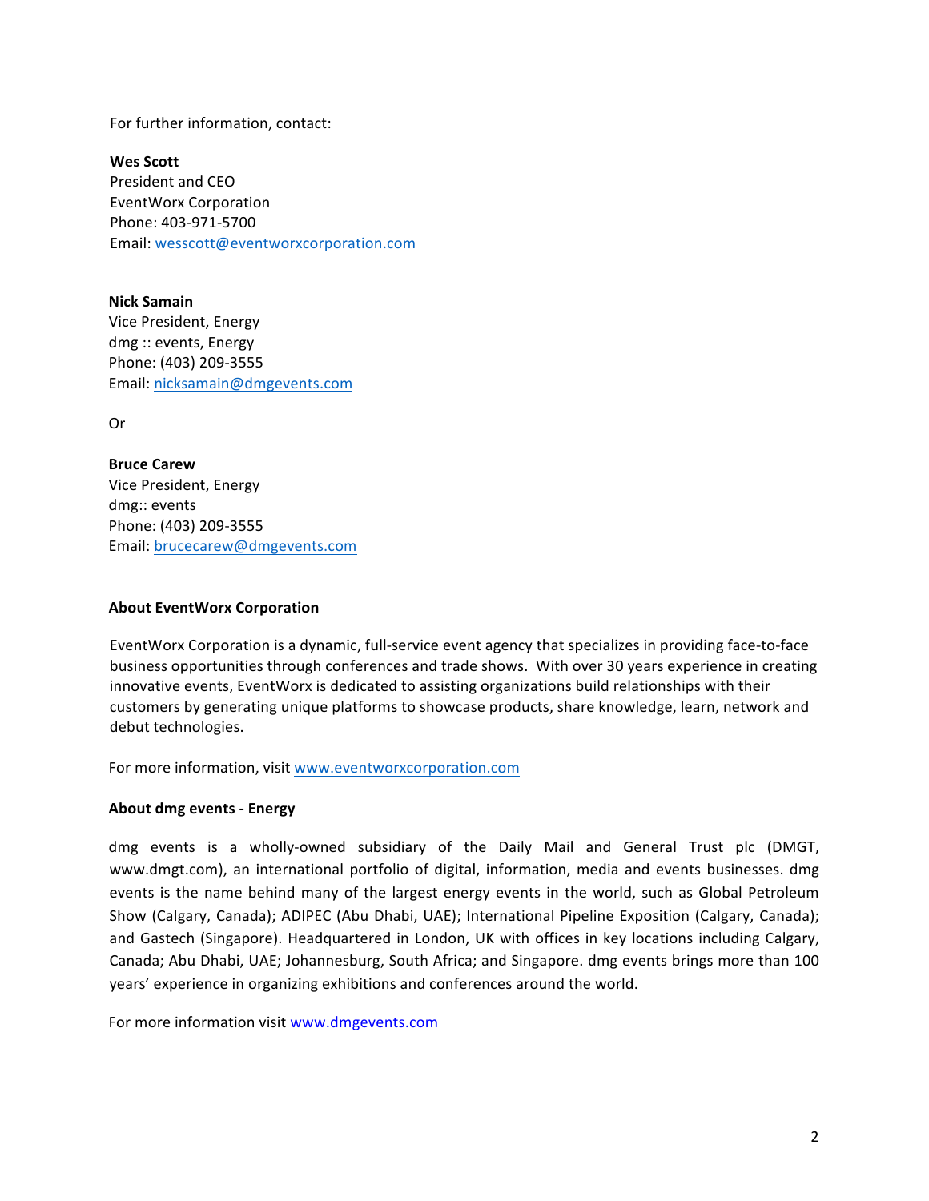For further information, contact:

**Wes Scott**
President and CEO
EventWorx Corporation
Phone: 403-971-5700
Email: wesscott@eventworxcorporation.com

**Nick Samain**
Vice President, Energy
dmg :: events, Energy
Phone: (403) 209-3555
Email: nicksamain@dmgevents.com

Or

**Bruce Carew**
Vice President, Energy
dmg:: events
Phone: (403) 209-3555
Email: brucecarew@dmgevents.com

**About EventWorx Corporation**

EventWorx Corporation is a dynamic, full-service event agency that specializes in providing face-to-face business opportunities through conferences and trade shows. With over 30 years experience in creating innovative events, EventWorx is dedicated to assisting organizations build relationships with their customers by generating unique platforms to showcase products, share knowledge, learn, network and debut technologies.

For more information, visit www.eventworxcorporation.com

**About dmg events - Energy**

dmg events is a wholly-owned subsidiary of the Daily Mail and General Trust plc (DMGT, www.dmgt.com), an international portfolio of digital, information, media and events businesses. dmg events is the name behind many of the largest energy events in the world, such as Global Petroleum Show (Calgary, Canada); ADIPEC (Abu Dhabi, UAE); International Pipeline Exposition (Calgary, Canada); and Gastech (Singapore). Headquartered in London, UK with offices in key locations including Calgary, Canada; Abu Dhabi, UAE; Johannesburg, South Africa; and Singapore. dmg events brings more than 100 years' experience in organizing exhibitions and conferences around the world.

For more information visit www.dmgevents.com